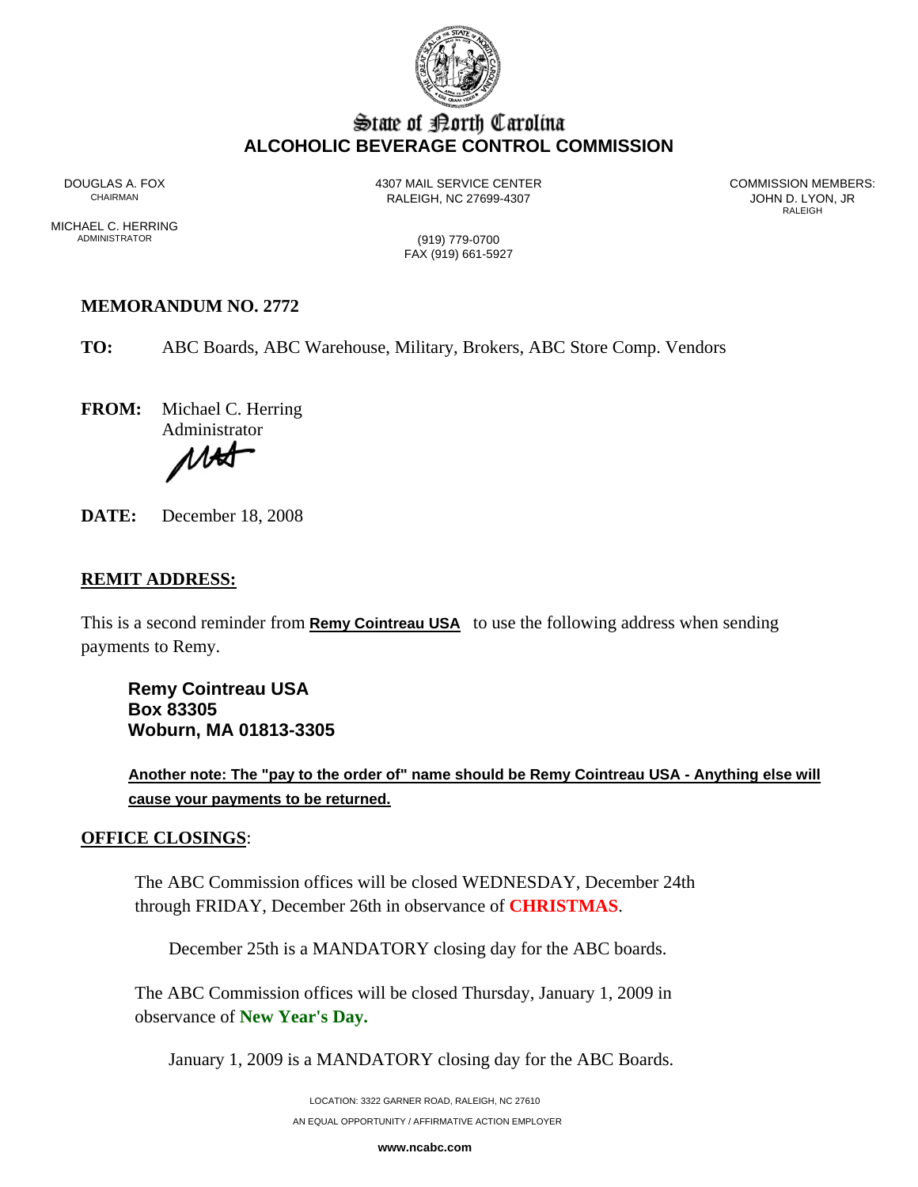# State of North Carolina
## ALCOHOLIC BEVERAGE CONTROL COMMISSION

DOUGLAS A. FOX
CHAIRMAN

MICHAEL C. HERRING
ADMINISTRATOR

4307 MAIL SERVICE CENTER
RALEIGH, NC 27699-4307

(919) 779-0700
FAX (919) 661-5927

COMMISSION MEMBERS:
JOHN D. LYON, JR
RALEIGH

**MEMORANDUM NO. 2772**

**TO:** ABC Boards, ABC Warehouse, Military, Brokers, ABC Store Comp. Vendors

**FROM:** Michael C. Herring
Administrator

**DATE:** December 18, 2008

**REMIT ADDRESS:**

This is a second reminder from **Remy Cointreau USA** to use the following address when sending payments to Remy.

**Remy Cointreau USA**
**Box 83305**
**Woburn, MA 01813-3305**

**Another note: The "pay to the order of" name should be Remy Cointreau USA - Anything else will cause your payments to be returned.**

**OFFICE CLOSINGS**:

The ABC Commission offices will be closed WEDNESDAY, December 24th through FRIDAY, December 26th in observance of **CHRISTMAS**.

December 25th is a MANDATORY closing day for the ABC boards.

The ABC Commission offices will be closed Thursday, January 1, 2009 in observance of **New Year's Day.**

January 1, 2009 is a MANDATORY closing day for the ABC Boards.

LOCATION: 3322 GARNER ROAD, RALEIGH, NC 27610
AN EQUAL OPPORTUNITY / AFFIRMATIVE ACTION EMPLOYER

www.ncabc.com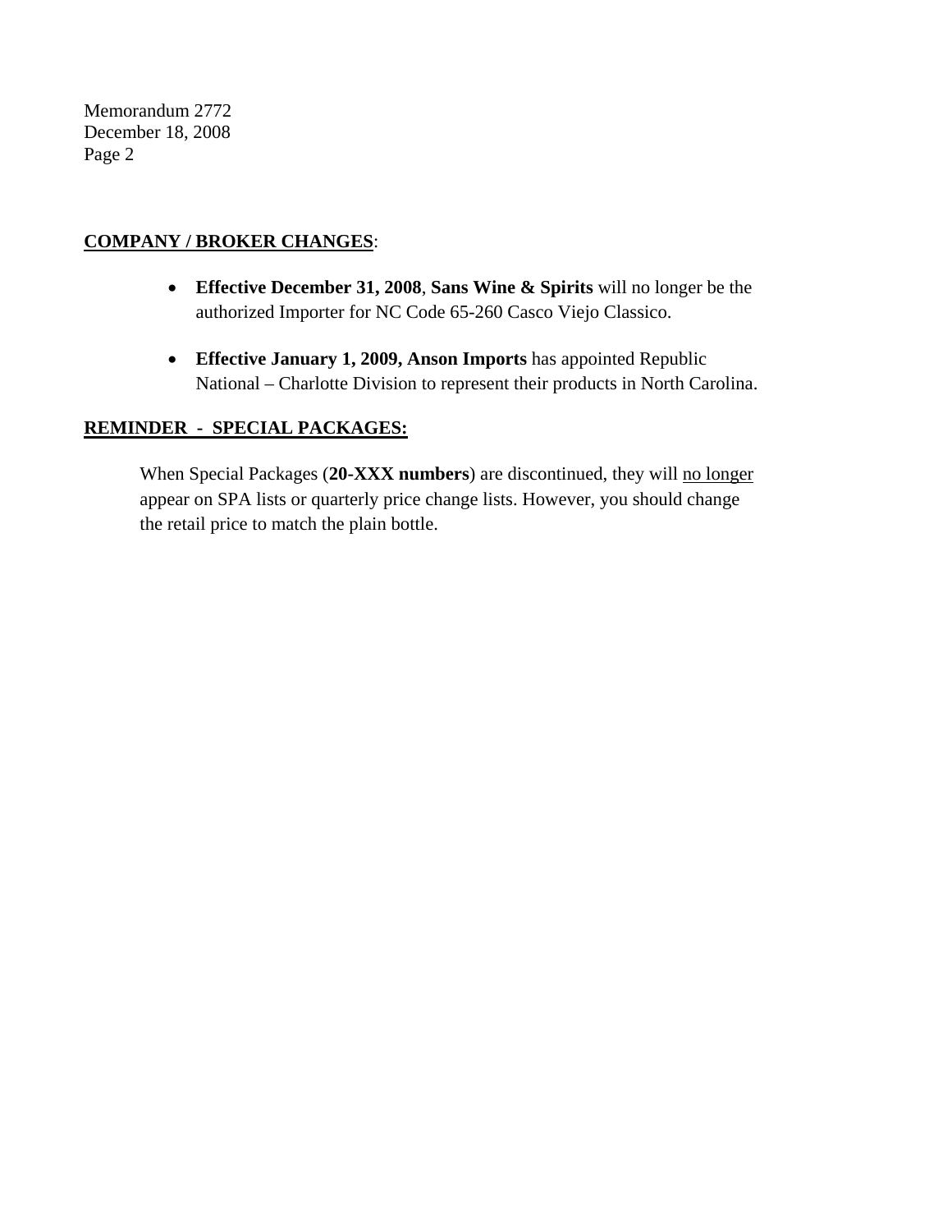Memorandum 2772
December 18, 2008

**COMPANY / BROKER CHANGES**:

- **Effective December 31, 2008**, **Sans Wine & Spirits** will no longer be the authorized Importer for NC Code 65-260 Casco Viejo Classico.

- **Effective January 1, 2009, Anson Imports** has appointed Republic National – Charlotte Division to represent their products in North Carolina.

**REMINDER - SPECIAL PACKAGES:**

When Special Packages (**20-XXX numbers**) are discontinued, they will no longer appear on SPA lists or quarterly price change lists. However, you should change the retail price to match the plain bottle.